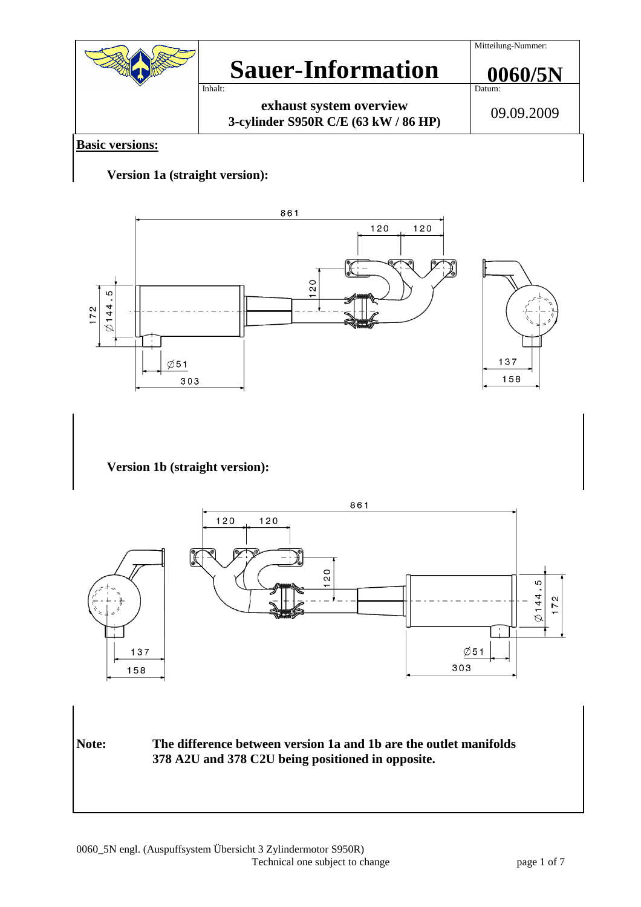# Sauer-Information

Mitteilung-Nummer: **0060/5N**

Datum: 09.09.2009

Inhalt: **exhaust system overview 3-cylinder S950R C/E (63 kW / 86 HP)**

**Basic versions:**

**Version 1a (straight version):**

**Version 1b (straight version):**

**Note:** **The difference between version 1a and 1b are the outlet manifolds 378 A2U and 378 C2U being positioned in opposite.**

0060_5N engl. (Auspuffsystem Übersicht 3 Zylindermotor S950R)
Technical one subject to change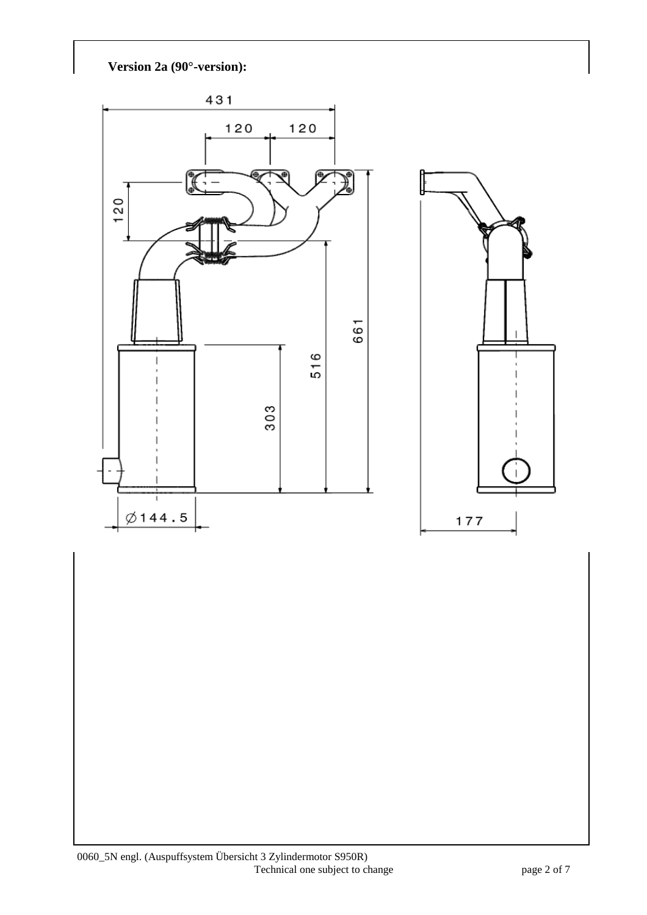**Version 2a (90°-version):**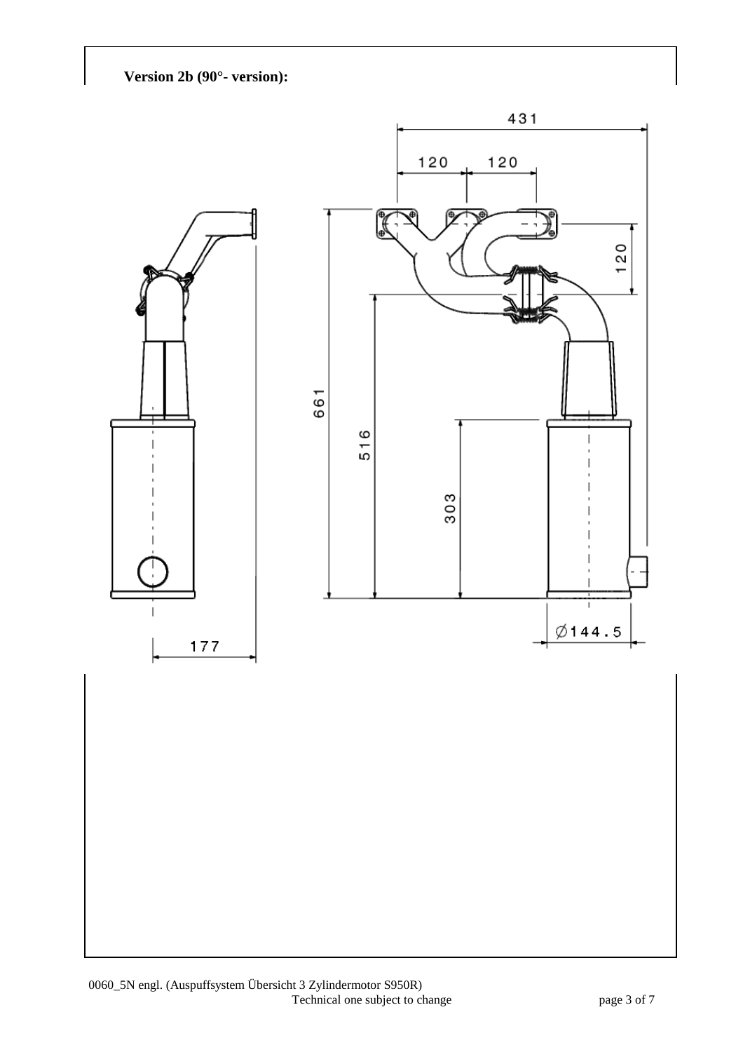**Version 2b (90°- version):**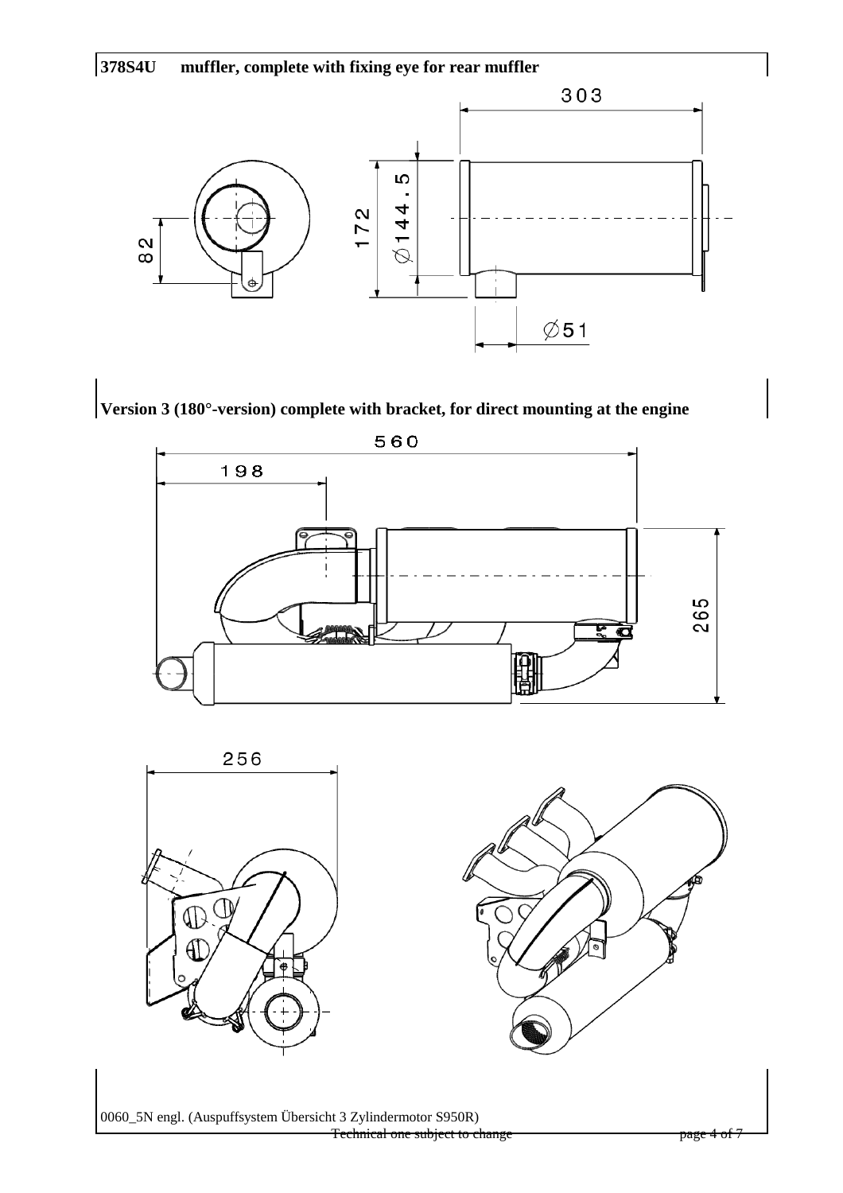**378S4U muffler, complete with fixing eye for rear muffler**

303

172

Ø144.5

82

Ø51

**Version 3 (180°-version) complete with bracket, for direct mounting at the engine**

560

198

265

256

0060_5N engl. (Auspuffsystem Übersicht 3 Zylindermotor S950R)

Technical one subject to change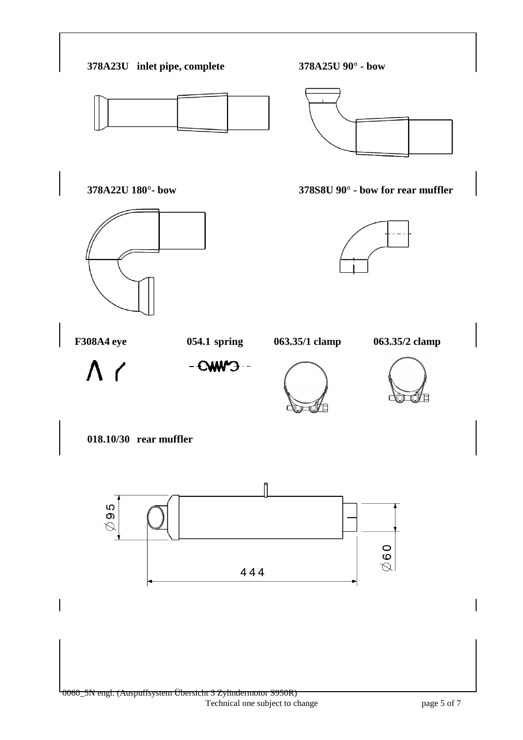**378A23U inlet pipe, complete**

**378A25U 90° - bow**

**378A22U 180°- bow**

**378S8U 90° - bow for rear muffler**

**F308A4 eye**

**054.1 spring**

**063.35/1 clamp**

**063.35/2 clamp**

**018.10/30 rear muffler**

Ø95

Ø60

444

0060_5N engl. (Auspuffsystem Übersicht 3 Zylindermotor S950R)

Technical one subject to change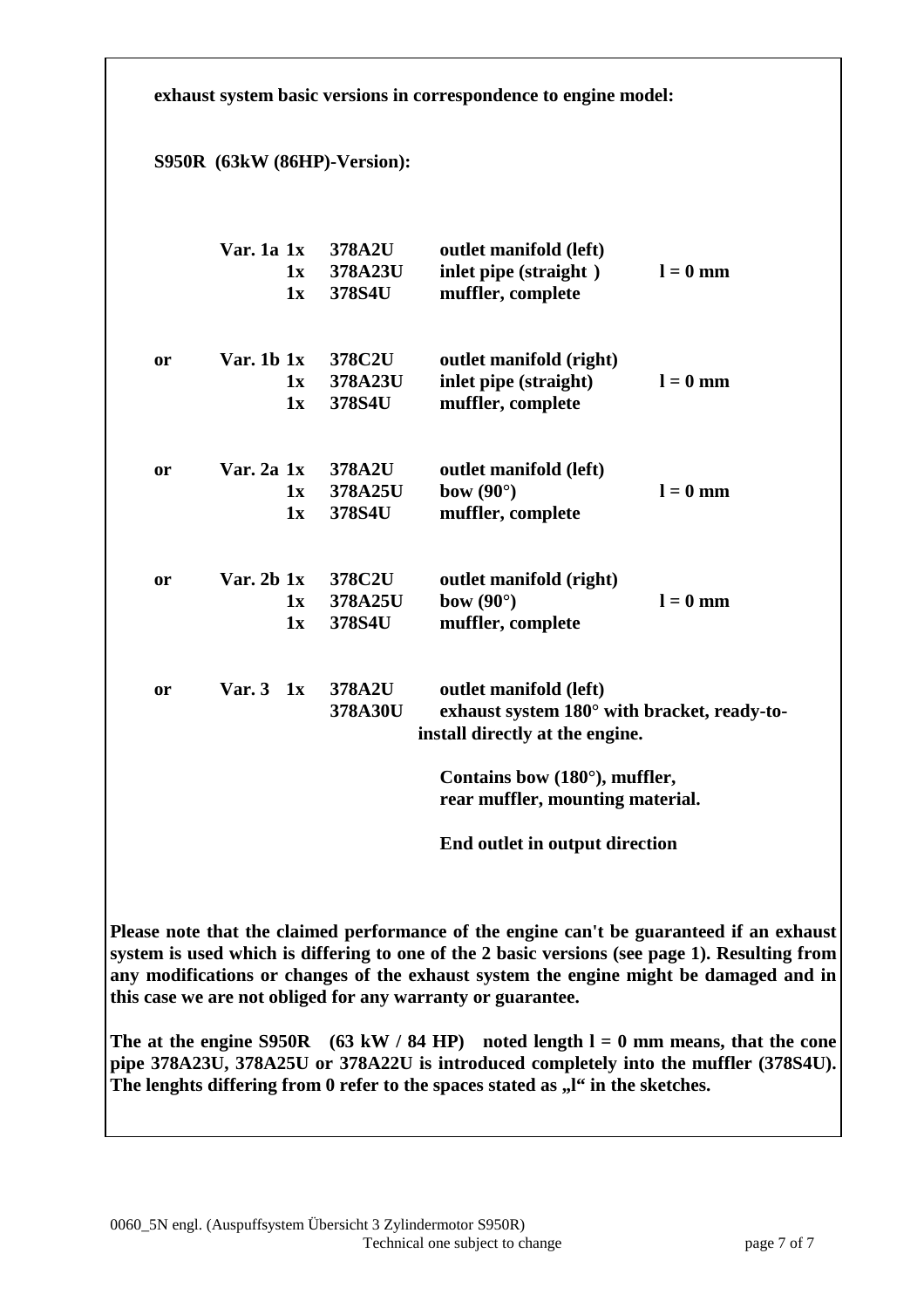**exhaust system basic versions in correspondence to engine model:**

**S950R (63kW (86HP)-Version):**

| | | | | | |
|---|---|---|---|---|---|
| | **Var. 1a** | **1x** | **378A2U** | **outlet manifold (left)** | |
| | | **1x** | **378A23U** | **inlet pipe (straight )** | **l = 0 mm** |
| | | **1x** | **378S4U** | **muffler, complete** | |
| **or** | **Var. 1b** | **1x** | **378C2U** | **outlet manifold (right)** | |
| | | **1x** | **378A23U** | **inlet pipe (straight)** | **l = 0 mm** |
| | | **1x** | **378S4U** | **muffler, complete** | |
| **or** | **Var. 2a** | **1x** | **378A2U** | **outlet manifold (left)** | |
| | | **1x** | **378A25U** | **bow (90°)** | **l = 0 mm** |
| | | **1x** | **378S4U** | **muffler, complete** | |
| **or** | **Var. 2b** | **1x** | **378C2U** | **outlet manifold (right)** | |
| | | **1x** | **378A25U** | **bow (90°)** | **l = 0 mm** |
| | | **1x** | **378S4U** | **muffler, complete** | |
| **or** | **Var. 3** | **1x** | **378A2U** | **outlet manifold (left)** | |
| | | | **378A30U** | **exhaust system 180° with bracket, ready-to-install directly at the engine.**<br><br>**Contains bow (180°), muffler, rear muffler, mounting material.**<br><br>**End outlet in output direction** | |

**Please note that the claimed performance of the engine can't be guaranteed if an exhaust system is used which is differing to one of the 2 basic versions (see page 1). Resulting from any modifications or changes of the exhaust system the engine might be damaged and in this case we are not obliged for any warranty or guarantee.**

**The at the engine S950R (63 kW / 84 HP) noted length l = 0 mm means, that the cone pipe 378A23U, 378A25U or 378A22U is introduced completely into the muffler (378S4U). The lenghts differing from 0 refer to the spaces stated as „l“ in the sketches.**

0060_5N engl. (Auspuffsystem Übersicht 3 Zylindermotor S950R)
Technical one subject to change